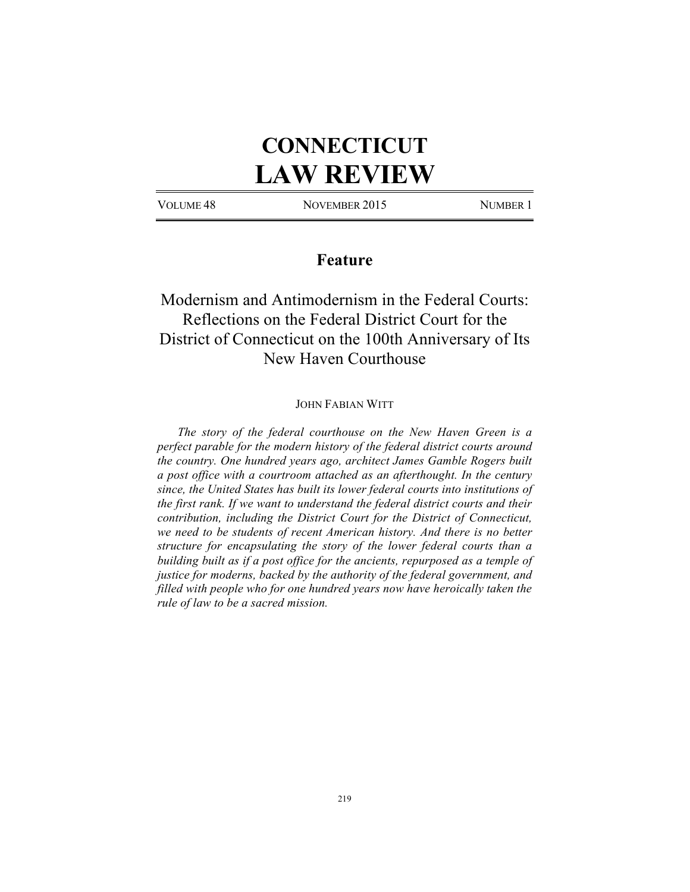# CONNECTICUT
# LAW REVIEW

VOLUME 48 NOVEMBER 2015 NUMBER 1

## Feature

## Modernism and Antimodernism in the Federal Courts: Reflections on the Federal District Court for the District of Connecticut on the 100th Anniversary of Its New Haven Courthouse

JOHN FABIAN WITT

*The story of the federal courthouse on the New Haven Green is a perfect parable for the modern history of the federal district courts around the country. One hundred years ago, architect James Gamble Rogers built a post office with a courtroom attached as an afterthought. In the century since, the United States has built its lower federal courts into institutions of the first rank. If we want to understand the federal district courts and their contribution, including the District Court for the District of Connecticut, we need to be students of recent American history. And there is no better structure for encapsulating the story of the lower federal courts than a building built as if a post office for the ancients, repurposed as a temple of justice for moderns, backed by the authority of the federal government, and filled with people who for one hundred years now have heroically taken the rule of law to be a sacred mission.*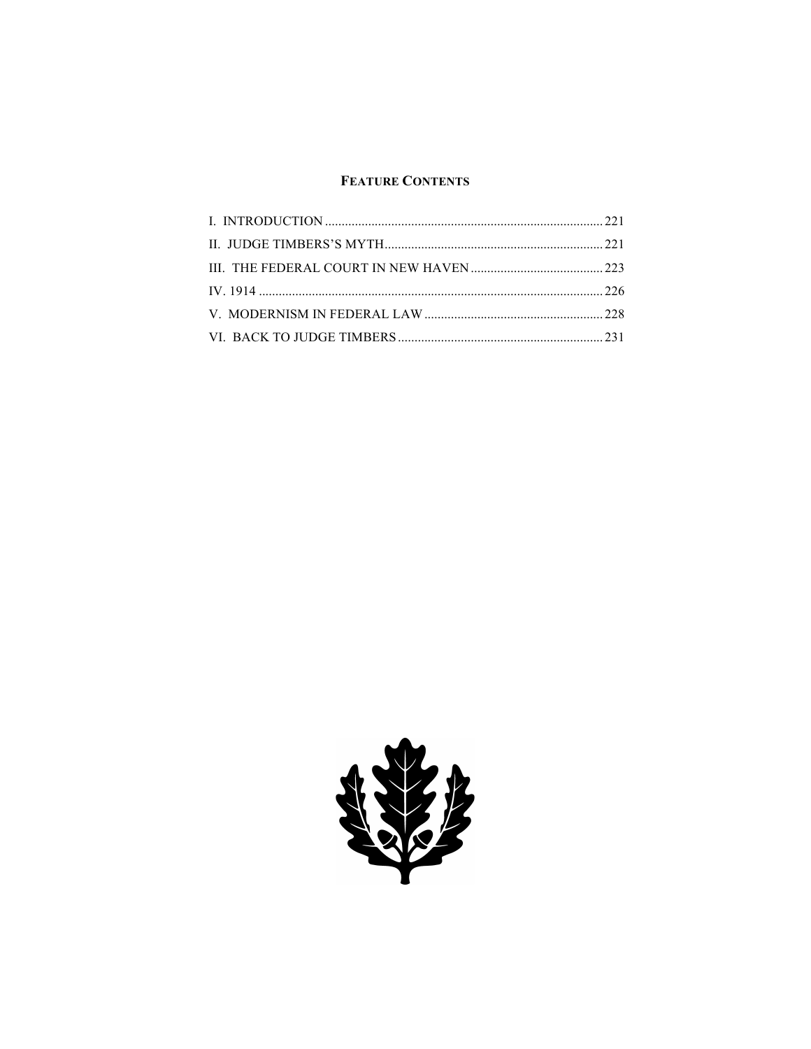## FEATURE CONTENTS

I. INTRODUCTION .................................................................................... 221
II. JUDGE TIMBERS'S MYTH.................................................................. 221
III. THE FEDERAL COURT IN NEW HAVEN ......................................... 223
IV. 1914 ........................................................................................................ 226
V. MODERNISM IN FEDERAL LAW ...................................................... 228
VI. BACK TO JUDGE TIMBERS .............................................................. 231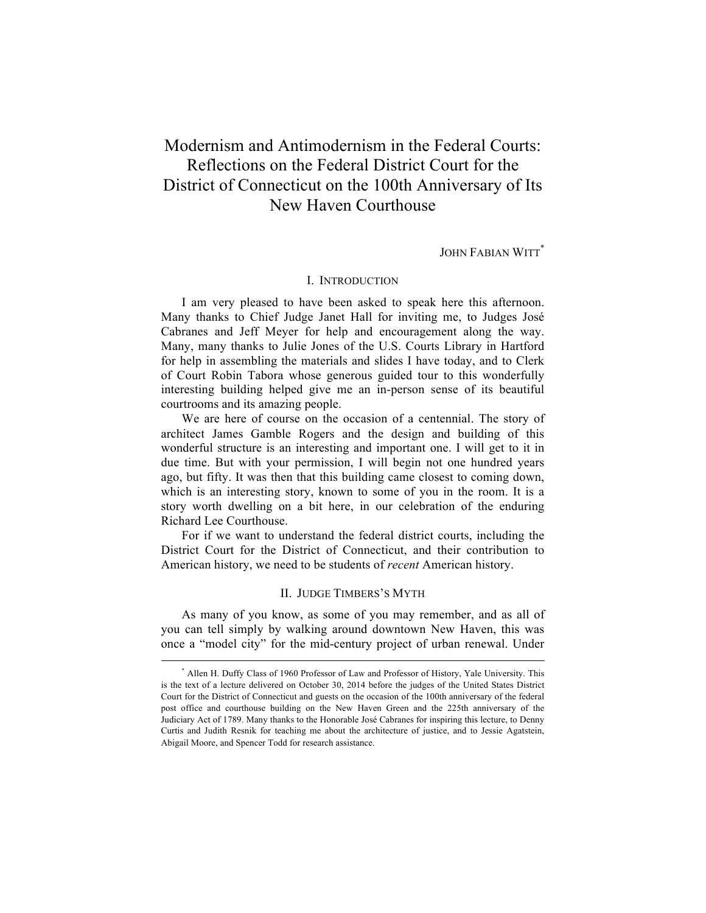# Modernism and Antimodernism in the Federal Courts: Reflections on the Federal District Court for the District of Connecticut on the 100th Anniversary of Its New Haven Courthouse

JOHN FABIAN WITT[*]

## I. INTRODUCTION

I am very pleased to have been asked to speak here this afternoon. Many thanks to Chief Judge Janet Hall for inviting me, to Judges José Cabranes and Jeff Meyer for help and encouragement along the way. Many, many thanks to Julie Jones of the U.S. Courts Library in Hartford for help in assembling the materials and slides I have today, and to Clerk of Court Robin Tabora whose generous guided tour to this wonderfully interesting building helped give me an in-person sense of its beautiful courtrooms and its amazing people.

We are here of course on the occasion of a centennial. The story of architect James Gamble Rogers and the design and building of this wonderful structure is an interesting and important one. I will get to it in due time. But with your permission, I will begin not one hundred years ago, but fifty. It was then that this building came closest to coming down, which is an interesting story, known to some of you in the room. It is a story worth dwelling on a bit here, in our celebration of the enduring Richard Lee Courthouse.

For if we want to understand the federal district courts, including the District Court for the District of Connecticut, and their contribution to American history, we need to be students of *recent* American history.

## II. JUDGE TIMBERS'S MYTH

As many of you know, as some of you may remember, and as all of you can tell simply by walking around downtown New Haven, this was once a "model city" for the mid-century project of urban renewal. Under

---

[*] Allen H. Duffy Class of 1960 Professor of Law and Professor of History, Yale University. This is the text of a lecture delivered on October 30, 2014 before the judges of the United States District Court for the District of Connecticut and guests on the occasion of the 100th anniversary of the federal post office and courthouse building on the New Haven Green and the 225th anniversary of the Judiciary Act of 1789. Many thanks to the Honorable José Cabranes for inspiring this lecture, to Denny Curtis and Judith Resnik for teaching me about the architecture of justice, and to Jessie Agatstein, Abigail Moore, and Spencer Todd for research assistance.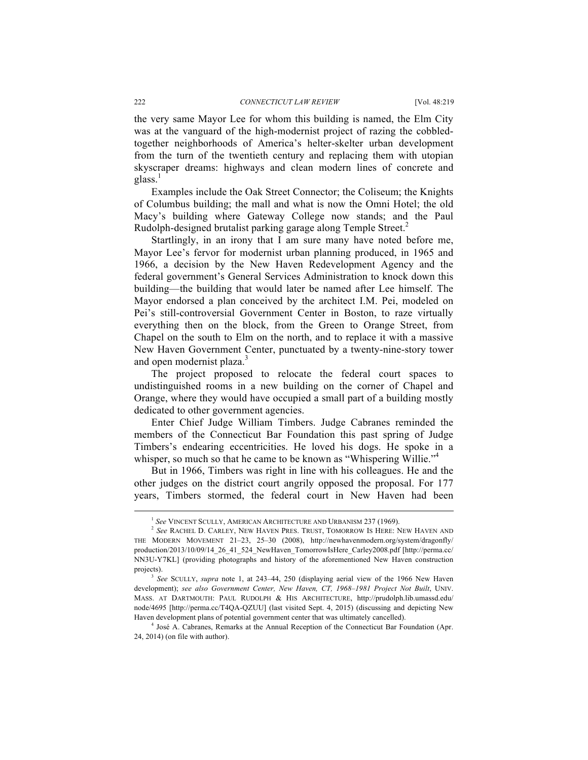the very same Mayor Lee for whom this building is named, the Elm City was at the vanguard of the high-modernist project of razing the cobbled-together neighborhoods of America's helter-skelter urban development from the turn of the twentieth century and replacing them with utopian skyscraper dreams: highways and clean modern lines of concrete and glass.[1]

Examples include the Oak Street Connector; the Coliseum; the Knights of Columbus building; the mall and what is now the Omni Hotel; the old Macy's building where Gateway College now stands; and the Paul Rudolph-designed brutalist parking garage along Temple Street.[2]

Startlingly, in an irony that I am sure many have noted before me, Mayor Lee's fervor for modernist urban planning produced, in 1965 and 1966, a decision by the New Haven Redevelopment Agency and the federal government's General Services Administration to knock down this building—the building that would later be named after Lee himself. The Mayor endorsed a plan conceived by the architect I.M. Pei, modeled on Pei's still-controversial Government Center in Boston, to raze virtually everything then on the block, from the Green to Orange Street, from Chapel on the south to Elm on the north, and to replace it with a massive New Haven Government Center, punctuated by a twenty-nine-story tower and open modernist plaza.[3]

The project proposed to relocate the federal court spaces to undistinguished rooms in a new building on the corner of Chapel and Orange, where they would have occupied a small part of a building mostly dedicated to other government agencies.

Enter Chief Judge William Timbers. Judge Cabranes reminded the members of the Connecticut Bar Foundation this past spring of Judge Timbers's endearing eccentricities. He loved his dogs. He spoke in a whisper, so much so that he came to be known as "Whispering Willie."[4]

But in 1966, Timbers was right in line with his colleagues. He and the other judges on the district court angrily opposed the proposal. For 177 years, Timbers stormed, the federal court in New Haven had been

---

[1] *See* VINCENT SCULLY, AMERICAN ARCHITECTURE AND URBANISM 237 (1969).

[2] *See* RACHEL D. CARLEY, NEW HAVEN PRES. TRUST, TOMORROW IS HERE: NEW HAVEN AND THE MODERN MOVEMENT 21–23, 25–30 (2008), http://newhavenmodern.org/system/dragonfly/production/2013/10/09/14_26_41_524_NewHaven_TomorrowIsHere_Carley2008.pdf [http://perma.cc/NN3U-Y7KL] (providing photographs and history of the aforementioned New Haven construction projects).

[3] *See* SCULLY, *supra* note 1, at 243–44, 250 (displaying aerial view of the 1966 New Haven development); *see also Government Center, New Haven, CT, 1968–1981 Project Not Built*, UNIV. MASS. AT DARTMOUTH: PAUL RUDOLPH & HIS ARCHITECTURE, http://prudolph.lib.umassd.edu/node/4695 [http://perma.cc/T4QA-QZUU] (last visited Sept. 4, 2015) (discussing and depicting New Haven development plans of potential government center that was ultimately cancelled).

[4] José A. Cabranes, Remarks at the Annual Reception of the Connecticut Bar Foundation (Apr. 24, 2014) (on file with author).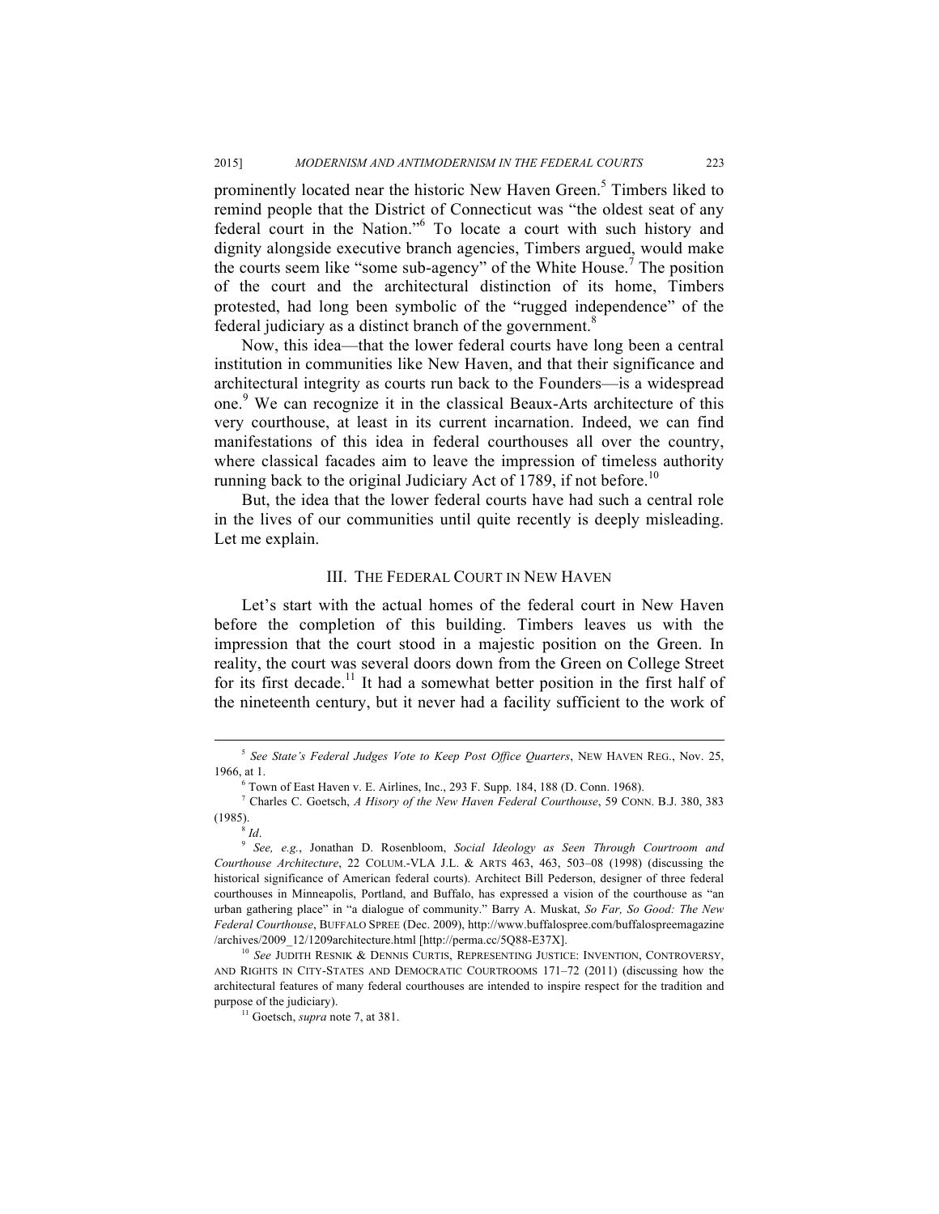prominently located near the historic New Haven Green.[5] Timbers liked to remind people that the District of Connecticut was "the oldest seat of any federal court in the Nation."[6] To locate a court with such history and dignity alongside executive branch agencies, Timbers argued, would make the courts seem like "some sub-agency" of the White House.[7] The position of the court and the architectural distinction of its home, Timbers protested, had long been symbolic of the "rugged independence" of the federal judiciary as a distinct branch of the government.[8]

Now, this idea—that the lower federal courts have long been a central institution in communities like New Haven, and that their significance and architectural integrity as courts run back to the Founders—is a widespread one.[9] We can recognize it in the classical Beaux-Arts architecture of this very courthouse, at least in its current incarnation. Indeed, we can find manifestations of this idea in federal courthouses all over the country, where classical facades aim to leave the impression of timeless authority running back to the original Judiciary Act of 1789, if not before.[10]

But, the idea that the lower federal courts have had such a central role in the lives of our communities until quite recently is deeply misleading. Let me explain.

## III. THE FEDERAL COURT IN NEW HAVEN

Let's start with the actual homes of the federal court in New Haven before the completion of this building. Timbers leaves us with the impression that the court stood in a majestic position on the Green. In reality, the court was several doors down from the Green on College Street for its first decade.[11] It had a somewhat better position in the first half of the nineteenth century, but it never had a facility sufficient to the work of

---

[5] *See State's Federal Judges Vote to Keep Post Office Quarters*, NEW HAVEN REG., Nov. 25, 1966, at 1.

[6] Town of East Haven v. E. Airlines, Inc., 293 F. Supp. 184, 188 (D. Conn. 1968).

[7] Charles C. Goetsch, *A Hisory of the New Haven Federal Courthouse*, 59 CONN. B.J. 380, 383 (1985).

[8] *Id*.

[9] *See, e.g.*, Jonathan D. Rosenbloom, *Social Ideology as Seen Through Courtroom and Courthouse Architecture*, 22 COLUM.-VLA J.L. & ARTS 463, 463, 503–08 (1998) (discussing the historical significance of American federal courts). Architect Bill Pederson, designer of three federal courthouses in Minneapolis, Portland, and Buffalo, has expressed a vision of the courthouse as "an urban gathering place" in "a dialogue of community." Barry A. Muskat, *So Far, So Good: The New Federal Courthouse*, BUFFALO SPREE (Dec. 2009), http://www.buffalospree.com/buffalospreemagazine/archives/2009_12/1209architecture.html [http://perma.cc/5Q88-E37X].

[10] *See* JUDITH RESNIK & DENNIS CURTIS, REPRESENTING JUSTICE: INVENTION, CONTROVERSY, AND RIGHTS IN CITY-STATES AND DEMOCRATIC COURTROOMS 171–72 (2011) (discussing how the architectural features of many federal courthouses are intended to inspire respect for the tradition and purpose of the judiciary).

[11] Goetsch, *supra* note 7, at 381.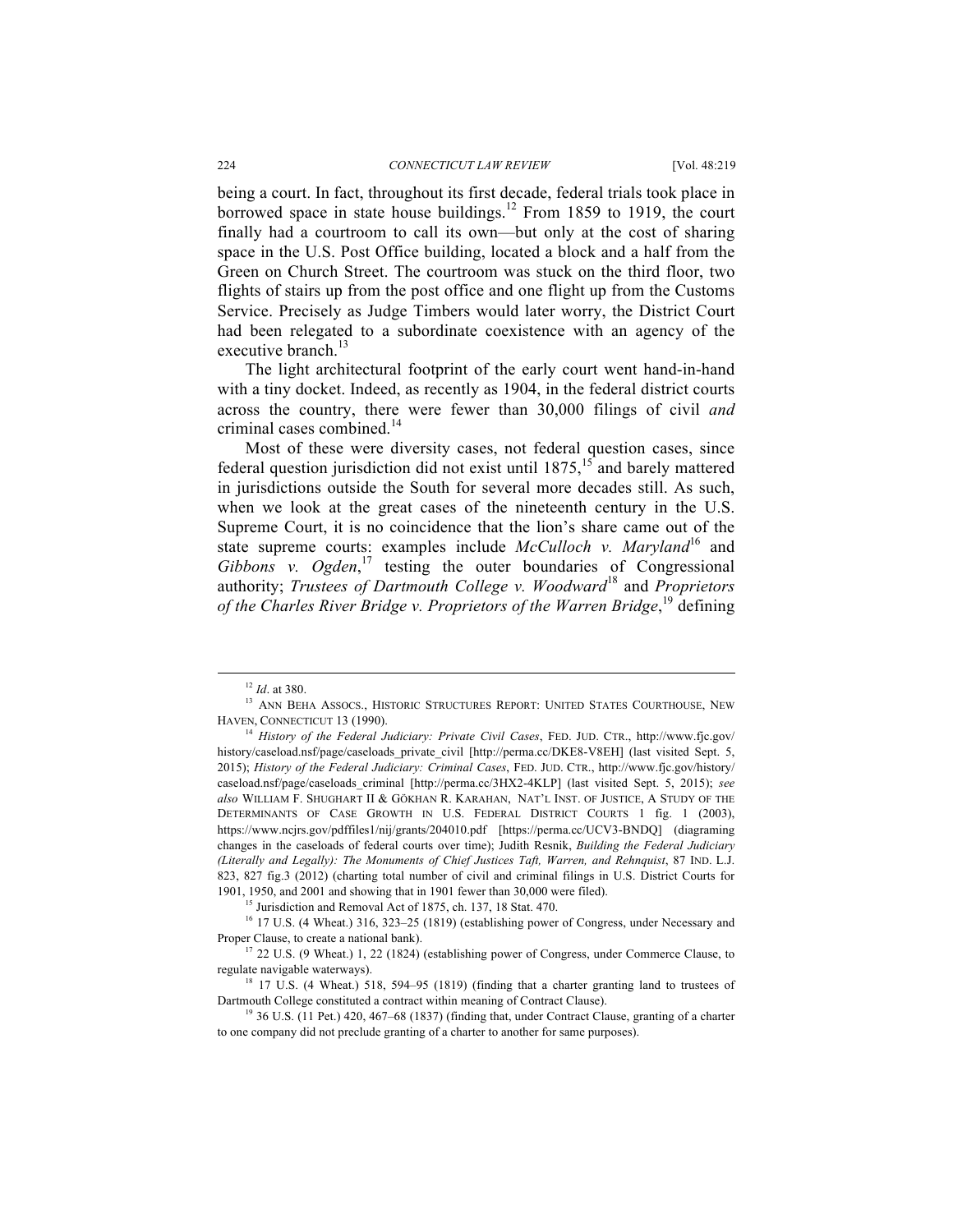being a court. In fact, throughout its first decade, federal trials took place in borrowed space in state house buildings.[12] From 1859 to 1919, the court finally had a courtroom to call its own—but only at the cost of sharing space in the U.S. Post Office building, located a block and a half from the Green on Church Street. The courtroom was stuck on the third floor, two flights of stairs up from the post office and one flight up from the Customs Service. Precisely as Judge Timbers would later worry, the District Court had been relegated to a subordinate coexistence with an agency of the executive branch.[13]

The light architectural footprint of the early court went hand-in-hand with a tiny docket. Indeed, as recently as 1904, in the federal district courts across the country, there were fewer than 30,000 filings of civil *and* criminal cases combined.[14]

Most of these were diversity cases, not federal question cases, since federal question jurisdiction did not exist until 1875,[15] and barely mattered in jurisdictions outside the South for several more decades still. As such, when we look at the great cases of the nineteenth century in the U.S. Supreme Court, it is no coincidence that the lion's share came out of the state supreme courts: examples include *McCulloch v. Maryland*[16] and *Gibbons v. Ogden*,[17] testing the outer boundaries of Congressional authority; *Trustees of Dartmouth College v. Woodward*[18] and *Proprietors of the Charles River Bridge v. Proprietors of the Warren Bridge*,[19] defining

---

[12] *Id*. at 380.

[13] ANN BEHA ASSOCS., HISTORIC STRUCTURES REPORT: UNITED STATES COURTHOUSE, NEW HAVEN, CONNECTICUT 13 (1990).

[14] *History of the Federal Judiciary: Private Civil Cases*, FED. JUD. CTR., http://www.fjc.gov/history/caseload.nsf/page/caseloads_private_civil [http://perma.cc/DKE8-V8EH] (last visited Sept. 5, 2015); *History of the Federal Judiciary: Criminal Cases*, FED. JUD. CTR., http://www.fjc.gov/history/caseload.nsf/page/caseloads_criminal [http://perma.cc/3HX2-4KLP] (last visited Sept. 5, 2015); *see also* WILLIAM F. SHUGHART II & GÖKHAN R. KARAHAN, NAT'L INST. OF JUSTICE, A STUDY OF THE DETERMINANTS OF CASE GROWTH IN U.S. FEDERAL DISTRICT COURTS 1 fig. 1 (2003), https://www.ncjrs.gov/pdffiles1/nij/grants/204010.pdf [https://perma.cc/UCV3-BNDQ] (diagraming changes in the caseloads of federal courts over time); Judith Resnik, *Building the Federal Judiciary (Literally and Legally): The Monuments of Chief Justices Taft, Warren, and Rehnquist*, 87 IND. L.J. 823, 827 fig.3 (2012) (charting total number of civil and criminal filings in U.S. District Courts for 1901, 1950, and 2001 and showing that in 1901 fewer than 30,000 were filed).

[15] Jurisdiction and Removal Act of 1875, ch. 137, 18 Stat. 470.

[16] 17 U.S. (4 Wheat.) 316, 323–25 (1819) (establishing power of Congress, under Necessary and Proper Clause, to create a national bank).

[17] 22 U.S. (9 Wheat.) 1, 22 (1824) (establishing power of Congress, under Commerce Clause, to regulate navigable waterways).

[18] 17 U.S. (4 Wheat.) 518, 594–95 (1819) (finding that a charter granting land to trustees of Dartmouth College constituted a contract within meaning of Contract Clause).

[19] 36 U.S. (11 Pet.) 420, 467–68 (1837) (finding that, under Contract Clause, granting of a charter to one company did not preclude granting of a charter to another for same purposes).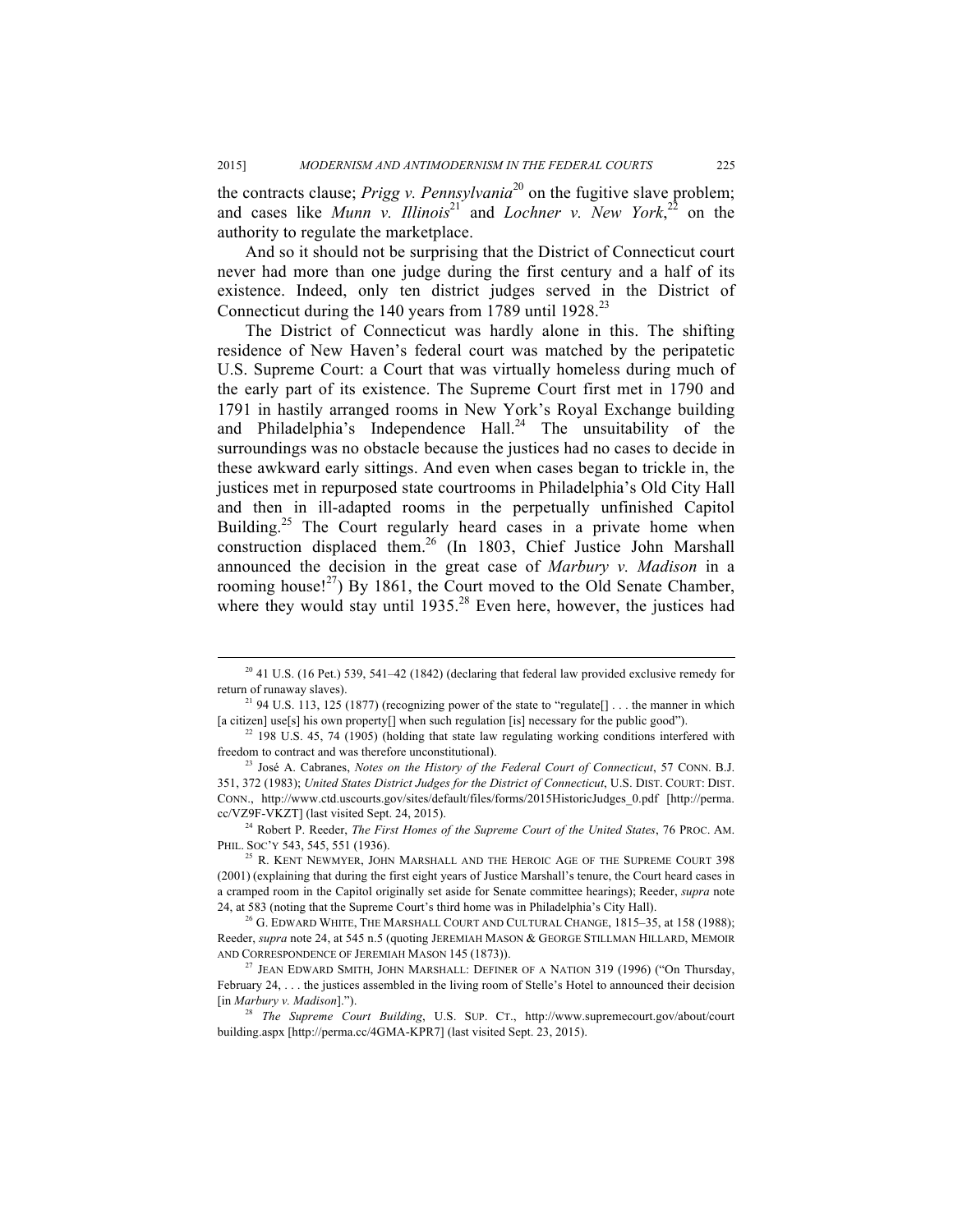the contracts clause; *Prigg v. Pennsylvania*[20] on the fugitive slave problem; and cases like *Munn v. Illinois*[21] and *Lochner v. New York*,[22] on the authority to regulate the marketplace.

And so it should not be surprising that the District of Connecticut court never had more than one judge during the first century and a half of its existence. Indeed, only ten district judges served in the District of Connecticut during the 140 years from 1789 until 1928.[23]

The District of Connecticut was hardly alone in this. The shifting residence of New Haven's federal court was matched by the peripatetic U.S. Supreme Court: a Court that was virtually homeless during much of the early part of its existence. The Supreme Court first met in 1790 and 1791 in hastily arranged rooms in New York's Royal Exchange building and Philadelphia's Independence Hall.[24] The unsuitability of the surroundings was no obstacle because the justices had no cases to decide in these awkward early sittings. And even when cases began to trickle in, the justices met in repurposed state courtrooms in Philadelphia's Old City Hall and then in ill-adapted rooms in the perpetually unfinished Capitol Building.[25] The Court regularly heard cases in a private home when construction displaced them.[26] (In 1803, Chief Justice John Marshall announced the decision in the great case of *Marbury v. Madison* in a rooming house![27]) By 1861, the Court moved to the Old Senate Chamber, where they would stay until 1935.[28] Even here, however, the justices had

---

[20] 41 U.S. (16 Pet.) 539, 541–42 (1842) (declaring that federal law provided exclusive remedy for return of runaway slaves).

[21] 94 U.S. 113, 125 (1877) (recognizing power of the state to "regulate[] . . . the manner in which [a citizen] use[s] his own property[] when such regulation [is] necessary for the public good").

[22] 198 U.S. 45, 74 (1905) (holding that state law regulating working conditions interfered with freedom to contract and was therefore unconstitutional).

[23] José A. Cabranes, *Notes on the History of the Federal Court of Connecticut*, 57 CONN. B.J. 351, 372 (1983); *United States District Judges for the District of Connecticut*, U.S. DIST. COURT: DIST. CONN., http://www.ctd.uscourts.gov/sites/default/files/forms/2015HistoricJudges_0.pdf [http://perma.cc/VZ9F-VKZT] (last visited Sept. 24, 2015).

[24] Robert P. Reeder, *The First Homes of the Supreme Court of the United States*, 76 PROC. AM. PHIL. SOC'Y 543, 545, 551 (1936).

[25] R. KENT NEWMYER, JOHN MARSHALL AND THE HEROIC AGE OF THE SUPREME COURT 398 (2001) (explaining that during the first eight years of Justice Marshall's tenure, the Court heard cases in a cramped room in the Capitol originally set aside for Senate committee hearings); Reeder, *supra* note 24, at 583 (noting that the Supreme Court's third home was in Philadelphia's City Hall).

[26] G. EDWARD WHITE, THE MARSHALL COURT AND CULTURAL CHANGE, 1815–35, at 158 (1988); Reeder, *supra* note 24, at 545 n.5 (quoting JEREMIAH MASON & GEORGE STILLMAN HILLARD, MEMOIR AND CORRESPONDENCE OF JEREMIAH MASON 145 (1873)).

[27] JEAN EDWARD SMITH, JOHN MARSHALL: DEFINER OF A NATION 319 (1996) ("On Thursday, February 24, . . . the justices assembled in the living room of Stelle's Hotel to announced their decision [in *Marbury v. Madison*].").

[28] *The Supreme Court Building*, U.S. SUP. CT., http://www.supremecourt.gov/about/courtbuilding.aspx [http://perma.cc/4GMA-KPR7] (last visited Sept. 23, 2015).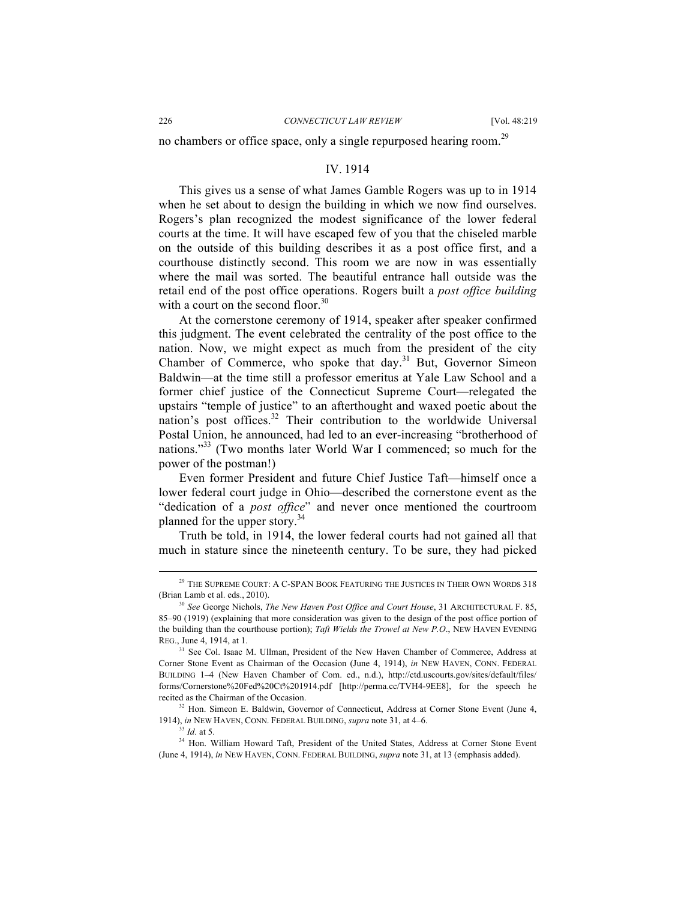no chambers or office space, only a single repurposed hearing room.[29]

## IV. 1914

This gives us a sense of what James Gamble Rogers was up to in 1914 when he set about to design the building in which we now find ourselves. Rogers's plan recognized the modest significance of the lower federal courts at the time. It will have escaped few of you that the chiseled marble on the outside of this building describes it as a post office first, and a courthouse distinctly second. This room we are now in was essentially where the mail was sorted. The beautiful entrance hall outside was the retail end of the post office operations. Rogers built a *post office building* with a court on the second floor.[30]

At the cornerstone ceremony of 1914, speaker after speaker confirmed this judgment. The event celebrated the centrality of the post office to the nation. Now, we might expect as much from the president of the city Chamber of Commerce, who spoke that day.[31] But, Governor Simeon Baldwin—at the time still a professor emeritus at Yale Law School and a former chief justice of the Connecticut Supreme Court—relegated the upstairs "temple of justice" to an afterthought and waxed poetic about the nation's post offices.[32] Their contribution to the worldwide Universal Postal Union, he announced, had led to an ever-increasing "brotherhood of nations."[33] (Two months later World War I commenced; so much for the power of the postman!)

Even former President and future Chief Justice Taft—himself once a lower federal court judge in Ohio—described the cornerstone event as the "dedication of a *post office*" and never once mentioned the courtroom planned for the upper story.[34]

Truth be told, in 1914, the lower federal courts had not gained all that much in stature since the nineteenth century. To be sure, they had picked

---

[29] THE SUPREME COURT: A C-SPAN BOOK FEATURING THE JUSTICES IN THEIR OWN WORDS 318 (Brian Lamb et al. eds., 2010).

[30] *See* George Nichols, *The New Haven Post Office and Court House*, 31 ARCHITECTURAL F. 85, 85–90 (1919) (explaining that more consideration was given to the design of the post office portion of the building than the courthouse portion); *Taft Wields the Trowel at New P.O.*, NEW HAVEN EVENING REG., June 4, 1914, at 1.

[31] See Col. Isaac M. Ullman, President of the New Haven Chamber of Commerce, Address at Corner Stone Event as Chairman of the Occasion (June 4, 1914), *in* NEW HAVEN, CONN. FEDERAL BUILDING 1–4 (New Haven Chamber of Com. ed., n.d.), http://ctd.uscourts.gov/sites/default/files/forms/Cornerstone%20Fed%20Ct%201914.pdf [http://perma.cc/TVH4-9EE8], for the speech he recited as the Chairman of the Occasion.

[32] Hon. Simeon E. Baldwin, Governor of Connecticut, Address at Corner Stone Event (June 4, 1914), *in* NEW HAVEN, CONN. FEDERAL BUILDING, *supra* note 31, at 4–6.

[33] *Id.* at 5.

[34] Hon. William Howard Taft, President of the United States, Address at Corner Stone Event (June 4, 1914), *in* NEW HAVEN, CONN. FEDERAL BUILDING, *supra* note 31, at 13 (emphasis added).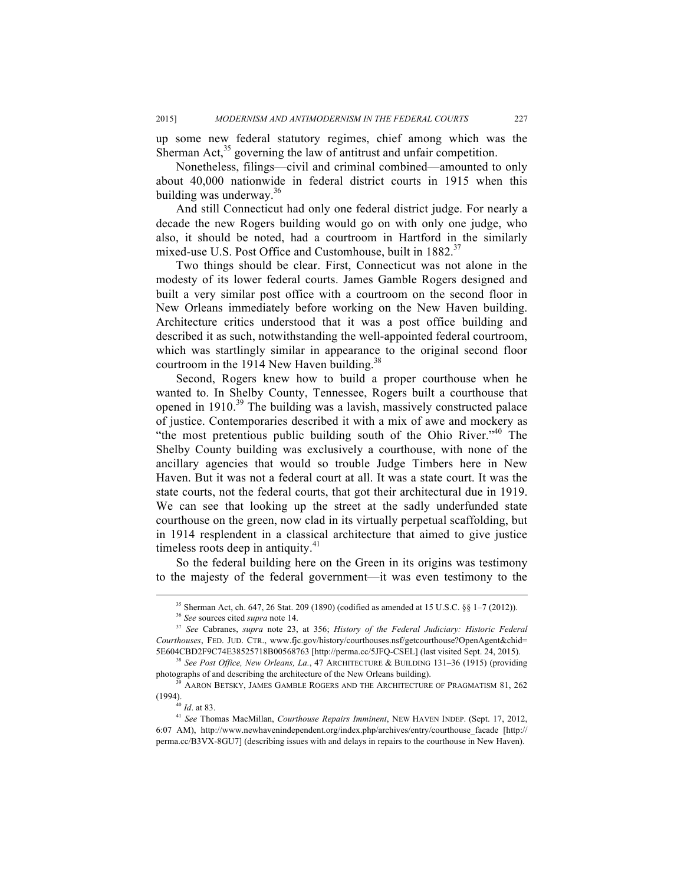up some new federal statutory regimes, chief among which was the Sherman Act,[35] governing the law of antitrust and unfair competition.

Nonetheless, filings—civil and criminal combined—amounted to only about 40,000 nationwide in federal district courts in 1915 when this building was underway.[36]

And still Connecticut had only one federal district judge. For nearly a decade the new Rogers building would go on with only one judge, who also, it should be noted, had a courtroom in Hartford in the similarly mixed-use U.S. Post Office and Customhouse, built in 1882.[37]

Two things should be clear. First, Connecticut was not alone in the modesty of its lower federal courts. James Gamble Rogers designed and built a very similar post office with a courtroom on the second floor in New Orleans immediately before working on the New Haven building. Architecture critics understood that it was a post office building and described it as such, notwithstanding the well-appointed federal courtroom, which was startlingly similar in appearance to the original second floor courtroom in the 1914 New Haven building.[38]

Second, Rogers knew how to build a proper courthouse when he wanted to. In Shelby County, Tennessee, Rogers built a courthouse that opened in 1910.[39] The building was a lavish, massively constructed palace of justice. Contemporaries described it with a mix of awe and mockery as "the most pretentious public building south of the Ohio River."[40] The Shelby County building was exclusively a courthouse, with none of the ancillary agencies that would so trouble Judge Timbers here in New Haven. But it was not a federal court at all. It was a state court. It was the state courts, not the federal courts, that got their architectural due in 1919. We can see that looking up the street at the sadly underfunded state courthouse on the green, now clad in its virtually perpetual scaffolding, but in 1914 resplendent in a classical architecture that aimed to give justice timeless roots deep in antiquity.[41]

So the federal building here on the Green in its origins was testimony to the majesty of the federal government—it was even testimony to the

---

[35] Sherman Act, ch. 647, 26 Stat. 209 (1890) (codified as amended at 15 U.S.C. §§ 1–7 (2012)).

[36] *See* sources cited *supra* note 14.

[37] *See* Cabranes, *supra* note 23, at 356; *History of the Federal Judiciary: Historic Federal Courthouses*, FED. JUD. CTR., www.fjc.gov/history/courthouses.nsf/getcourthouse?OpenAgent&chid=5E604CBD2F9C74E38525718B00568763 [http://perma.cc/5JFQ-CSEL] (last visited Sept. 24, 2015).

[38] *See Post Office, New Orleans, La.*, 47 ARCHITECTURE & BUILDING 131–36 (1915) (providing photographs of and describing the architecture of the New Orleans building).

[39] AARON BETSKY, JAMES GAMBLE ROGERS AND THE ARCHITECTURE OF PRAGMATISM 81, 262 (1994).

[40] *Id*. at 83.

[41] *See* Thomas MacMillan, *Courthouse Repairs Imminent*, NEW HAVEN INDEP. (Sept. 17, 2012, 6:07 AM), http://www.newhavenindependent.org/index.php/archives/entry/courthouse_facade [http://perma.cc/B3VX-8GU7] (describing issues with and delays in repairs to the courthouse in New Haven).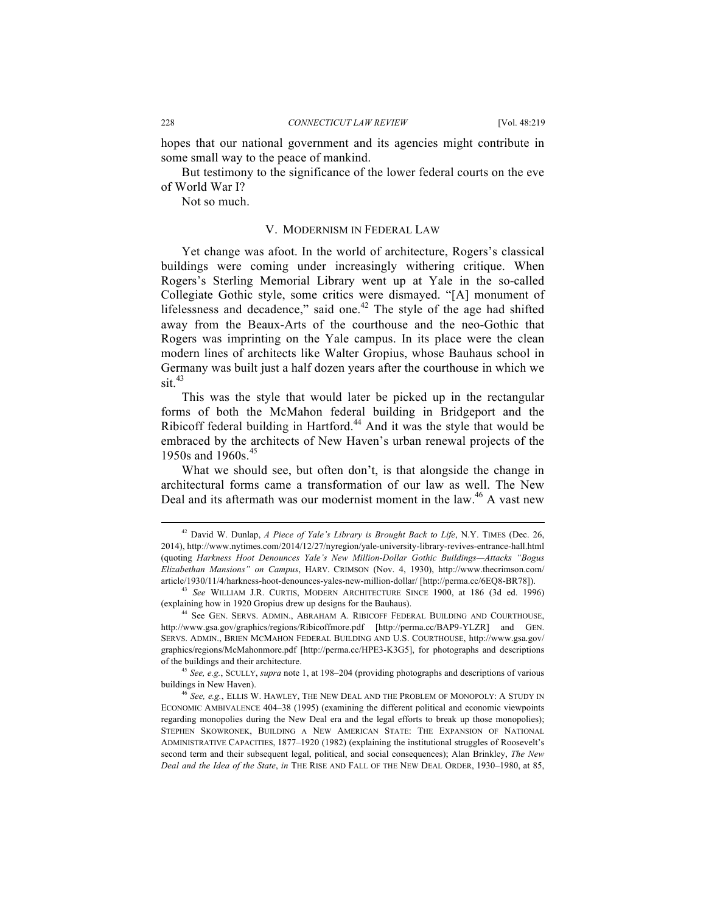hopes that our national government and its agencies might contribute in some small way to the peace of mankind.

But testimony to the significance of the lower federal courts on the eve of World War I?

Not so much.

## V. MODERNISM IN FEDERAL LAW

Yet change was afoot. In the world of architecture, Rogers's classical buildings were coming under increasingly withering critique. When Rogers's Sterling Memorial Library went up at Yale in the so-called Collegiate Gothic style, some critics were dismayed. "[A] monument of lifelessness and decadence," said one.[42] The style of the age had shifted away from the Beaux-Arts of the courthouse and the neo-Gothic that Rogers was imprinting on the Yale campus. In its place were the clean modern lines of architects like Walter Gropius, whose Bauhaus school in Germany was built just a half dozen years after the courthouse in which we sit.[43]

This was the style that would later be picked up in the rectangular forms of both the McMahon federal building in Bridgeport and the Ribicoff federal building in Hartford.[44] And it was the style that would be embraced by the architects of New Haven's urban renewal projects of the 1950s and 1960s.[45]

What we should see, but often don't, is that alongside the change in architectural forms came a transformation of our law as well. The New Deal and its aftermath was our modernist moment in the law.[46] A vast new

---

[42] David W. Dunlap, *A Piece of Yale's Library is Brought Back to Life*, N.Y. TIMES (Dec. 26, 2014), http://www.nytimes.com/2014/12/27/nyregion/yale-university-library-revives-entrance-hall.html (quoting *Harkness Hoot Denounces Yale's New Million-Dollar Gothic Buildings—Attacks "Bogus Elizabethan Mansions" on Campus*, HARV. CRIMSON (Nov. 4, 1930), http://www.thecrimson.com/article/1930/11/4/harkness-hoot-denounces-yales-new-million-dollar/ [http://perma.cc/6EQ8-BR78]).

[43] *See* WILLIAM J.R. CURTIS, MODERN ARCHITECTURE SINCE 1900, at 186 (3d ed. 1996) (explaining how in 1920 Gropius drew up designs for the Bauhaus).

[44] See GEN. SERVS. ADMIN., ABRAHAM A. RIBICOFF FEDERAL BUILDING AND COURTHOUSE, http://www.gsa.gov/graphics/regions/Ribicoffmore.pdf [http://perma.cc/BAP9-YLZR] and GEN. SERVS. ADMIN., BRIEN MCMAHON FEDERAL BUILDING AND U.S. COURTHOUSE, http://www.gsa.gov/graphics/regions/McMahonmore.pdf [http://perma.cc/HPE3-K3G5], for photographs and descriptions of the buildings and their architecture.

[45] *See, e.g.*, SCULLY, *supra* note 1, at 198–204 (providing photographs and descriptions of various buildings in New Haven).

[46] *See, e.g.*, ELLIS W. HAWLEY, THE NEW DEAL AND THE PROBLEM OF MONOPOLY: A STUDY IN ECONOMIC AMBIVALENCE 404–38 (1995) (examining the different political and economic viewpoints regarding monopolies during the New Deal era and the legal efforts to break up those monopolies); STEPHEN SKOWRONEK, BUILDING A NEW AMERICAN STATE: THE EXPANSION OF NATIONAL ADMINISTRATIVE CAPACITIES, 1877–1920 (1982) (explaining the institutional struggles of Roosevelt's second term and their subsequent legal, political, and social consequences); Alan Brinkley, *The New Deal and the Idea of the State*, *in* THE RISE AND FALL OF THE NEW DEAL ORDER, 1930–1980, at 85,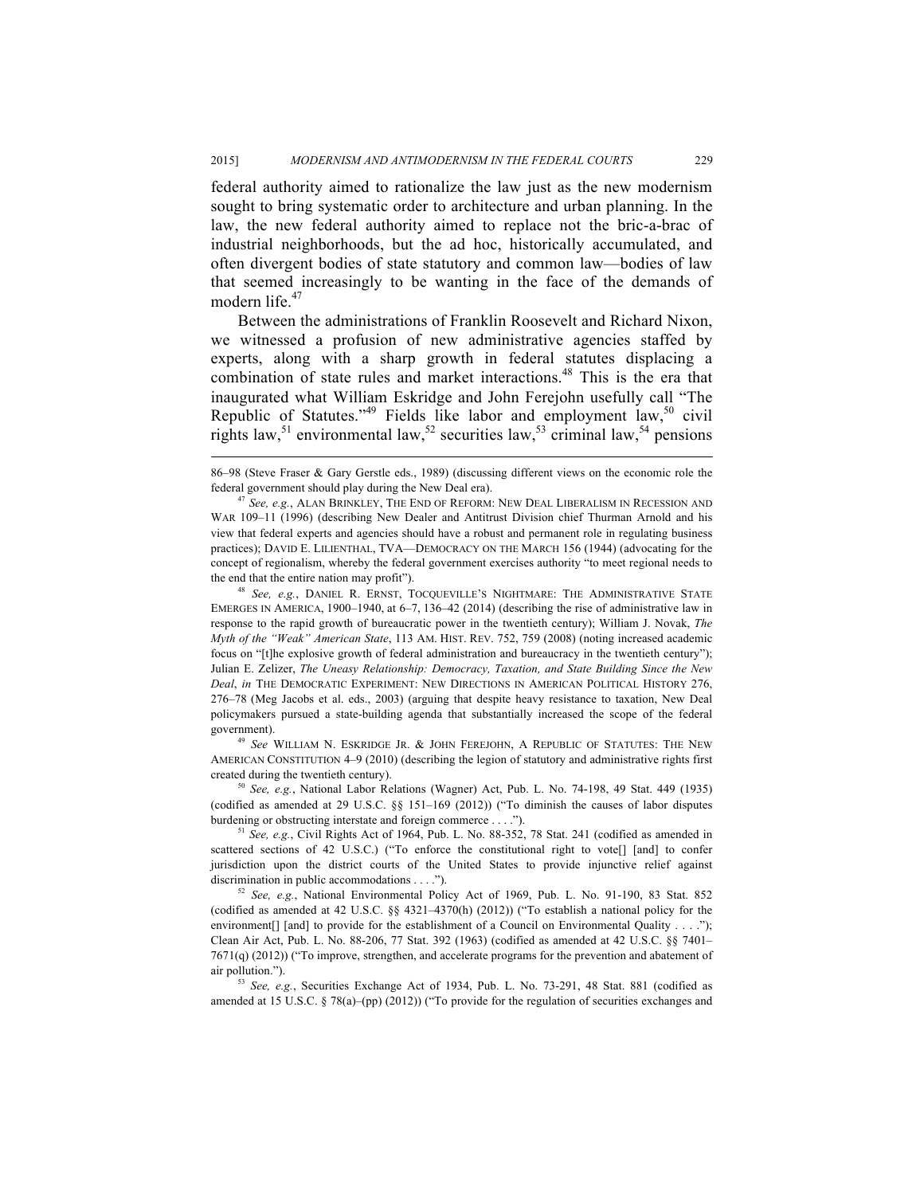federal authority aimed to rationalize the law just as the new modernism sought to bring systematic order to architecture and urban planning. In the law, the new federal authority aimed to replace not the bric-a-brac of industrial neighborhoods, but the ad hoc, historically accumulated, and often divergent bodies of state statutory and common law—bodies of law that seemed increasingly to be wanting in the face of the demands of modern life.[47]

Between the administrations of Franklin Roosevelt and Richard Nixon, we witnessed a profusion of new administrative agencies staffed by experts, along with a sharp growth in federal statutes displacing a combination of state rules and market interactions.[48] This is the era that inaugurated what William Eskridge and John Ferejohn usefully call "The Republic of Statutes."[49] Fields like labor and employment law,[50] civil rights law,[51] environmental law,[52] securities law,[53] criminal law,[54] pensions

---

86–98 (Steve Fraser & Gary Gerstle eds., 1989) (discussing different views on the economic role the federal government should play during the New Deal era).

[47] *See, e.g.*, ALAN BRINKLEY, THE END OF REFORM: NEW DEAL LIBERALISM IN RECESSION AND WAR 109–11 (1996) (describing New Dealer and Antitrust Division chief Thurman Arnold and his view that federal experts and agencies should have a robust and permanent role in regulating business practices); DAVID E. LILIENTHAL, TVA—DEMOCRACY ON THE MARCH 156 (1944) (advocating for the concept of regionalism, whereby the federal government exercises authority "to meet regional needs to the end that the entire nation may profit").

[48] *See, e.g.*, DANIEL R. ERNST, TOCQUEVILLE'S NIGHTMARE: THE ADMINISTRATIVE STATE EMERGES IN AMERICA, 1900–1940, at 6–7, 136–42 (2014) (describing the rise of administrative law in response to the rapid growth of bureaucratic power in the twentieth century); William J. Novak, *The Myth of the "Weak" American State*, 113 AM. HIST. REV. 752, 759 (2008) (noting increased academic focus on "[t]he explosive growth of federal administration and bureaucracy in the twentieth century"); Julian E. Zelizer, *The Uneasy Relationship: Democracy, Taxation, and State Building Since the New Deal*, *in* THE DEMOCRATIC EXPERIMENT: NEW DIRECTIONS IN AMERICAN POLITICAL HISTORY 276, 276–78 (Meg Jacobs et al. eds., 2003) (arguing that despite heavy resistance to taxation, New Deal policymakers pursued a state-building agenda that substantially increased the scope of the federal government).

[49] *See* WILLIAM N. ESKRIDGE JR. & JOHN FEREJOHN, A REPUBLIC OF STATUTES: THE NEW AMERICAN CONSTITUTION 4–9 (2010) (describing the legion of statutory and administrative rights first created during the twentieth century).

[50] *See, e.g.*, National Labor Relations (Wagner) Act, Pub. L. No. 74-198, 49 Stat. 449 (1935) (codified as amended at 29 U.S.C. §§ 151–169 (2012)) ("To diminish the causes of labor disputes burdening or obstructing interstate and foreign commerce . . . .").

[51] *See, e.g.*, Civil Rights Act of 1964, Pub. L. No. 88-352, 78 Stat. 241 (codified as amended in scattered sections of 42 U.S.C.) ("To enforce the constitutional right to vote[] [and] to confer jurisdiction upon the district courts of the United States to provide injunctive relief against discrimination in public accommodations . . . .").

[52] *See, e.g.*, National Environmental Policy Act of 1969, Pub. L. No. 91-190, 83 Stat. 852 (codified as amended at 42 U.S.C. §§ 4321–4370(h) (2012)) ("To establish a national policy for the environment[] [and] to provide for the establishment of a Council on Environmental Quality . . . ."); Clean Air Act, Pub. L. No. 88-206, 77 Stat. 392 (1963) (codified as amended at 42 U.S.C. §§ 7401–7671(q) (2012)) ("To improve, strengthen, and accelerate programs for the prevention and abatement of air pollution.").

[53] *See, e.g.*, Securities Exchange Act of 1934, Pub. L. No. 73-291, 48 Stat. 881 (codified as amended at 15 U.S.C. § 78(a)–(pp) (2012)) ("To provide for the regulation of securities exchanges and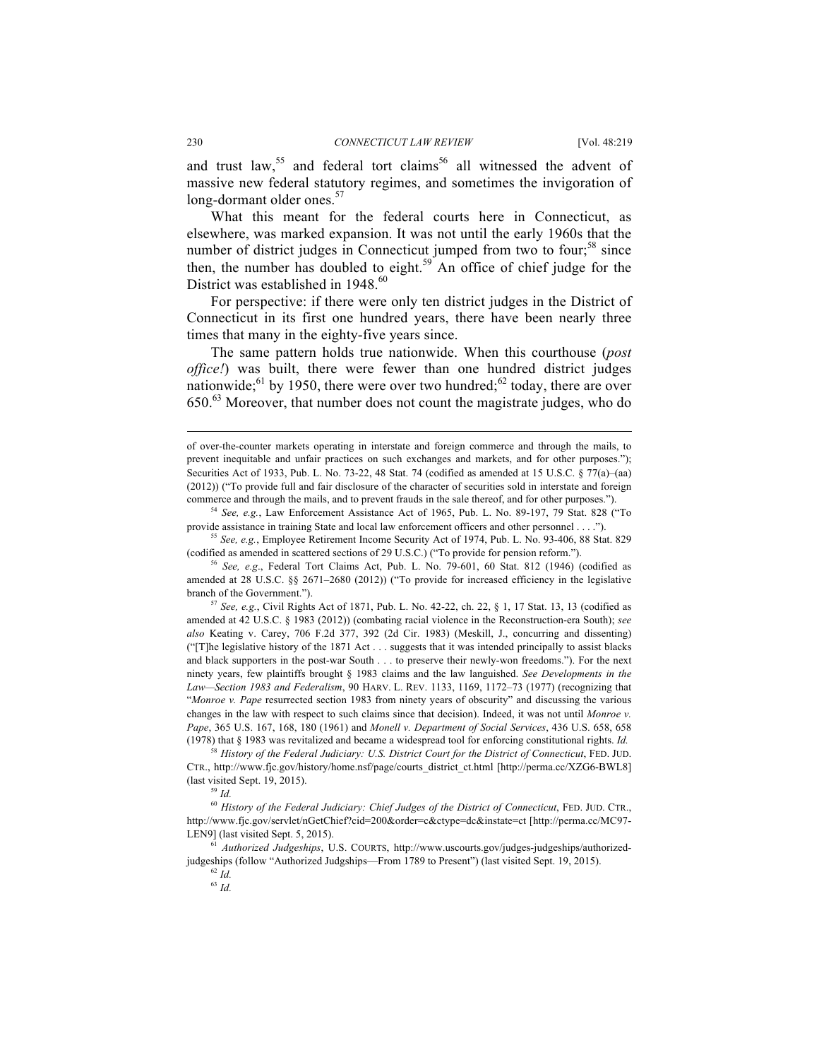and trust law,[55] and federal tort claims[56] all witnessed the advent of massive new federal statutory regimes, and sometimes the invigoration of long-dormant older ones.[57]

What this meant for the federal courts here in Connecticut, as elsewhere, was marked expansion. It was not until the early 1960s that the number of district judges in Connecticut jumped from two to four;[58] since then, the number has doubled to eight.[59] An office of chief judge for the District was established in 1948.[60]

For perspective: if there were only ten district judges in the District of Connecticut in its first one hundred years, there have been nearly three times that many in the eighty-five years since.

The same pattern holds true nationwide. When this courthouse (*post office!*) was built, there were fewer than one hundred district judges nationwide;[61] by 1950, there were over two hundred;[62] today, there are over 650.[63] Moreover, that number does not count the magistrate judges, who do

---

of over-the-counter markets operating in interstate and foreign commerce and through the mails, to prevent inequitable and unfair practices on such exchanges and markets, and for other purposes."); Securities Act of 1933, Pub. L. No. 73-22, 48 Stat. 74 (codified as amended at 15 U.S.C. § 77(a)–(aa) (2012)) ("To provide full and fair disclosure of the character of securities sold in interstate and foreign commerce and through the mails, and to prevent frauds in the sale thereof, and for other purposes.").

[54] *See, e.g.*, Law Enforcement Assistance Act of 1965, Pub. L. No. 89-197, 79 Stat. 828 ("To provide assistance in training State and local law enforcement officers and other personnel . . . .").

[55] *See, e.g.*, Employee Retirement Income Security Act of 1974, Pub. L. No. 93-406, 88 Stat. 829 (codified as amended in scattered sections of 29 U.S.C.) ("To provide for pension reform.").

[56] *See, e.g*., Federal Tort Claims Act, Pub. L. No. 79-601, 60 Stat. 812 (1946) (codified as amended at 28 U.S.C. §§ 2671–2680 (2012)) ("To provide for increased efficiency in the legislative branch of the Government.").

[57] *See, e.g.*, Civil Rights Act of 1871, Pub. L. No. 42-22, ch. 22, § 1, 17 Stat. 13, 13 (codified as amended at 42 U.S.C. § 1983 (2012)) (combating racial violence in the Reconstruction-era South); *see also* Keating v. Carey, 706 F.2d 377, 392 (2d Cir. 1983) (Meskill, J., concurring and dissenting) ("[T]he legislative history of the 1871 Act . . . suggests that it was intended principally to assist blacks and black supporters in the post-war South . . . to preserve their newly-won freedoms."). For the next ninety years, few plaintiffs brought § 1983 claims and the law languished. *See Developments in the Law—Section 1983 and Federalism*, 90 HARV. L. REV. 1133, 1169, 1172–73 (1977) (recognizing that "*Monroe v. Pape* resurrected section 1983 from ninety years of obscurity" and discussing the various changes in the law with respect to such claims since that decision). Indeed, it was not until *Monroe v. Pape*, 365 U.S. 167, 168, 180 (1961) and *Monell v. Department of Social Services*, 436 U.S. 658, 658 (1978) that § 1983 was revitalized and became a widespread tool for enforcing constitutional rights. *Id.*

[58] *History of the Federal Judiciary: U.S. District Court for the District of Connecticut*, FED. JUD. CTR., http://www.fjc.gov/history/home.nsf/page/courts_district_ct.html [http://perma.cc/XZG6-BWL8] (last visited Sept. 19, 2015).

[59] *Id.*

[60] *History of the Federal Judiciary: Chief Judges of the District of Connecticut*, FED. JUD. CTR., http://www.fjc.gov/servlet/nGetChief?cid=200&order=c&ctype=dc&instate=ct [http://perma.cc/MC97-LEN9] (last visited Sept. 5, 2015).

[61] *Authorized Judgeships*, U.S. COURTS, http://www.uscourts.gov/judges-judgeships/authorized-judgeships (follow "Authorized Judgships—From 1789 to Present") (last visited Sept. 19, 2015).

[62] *Id.*

[63] *Id.*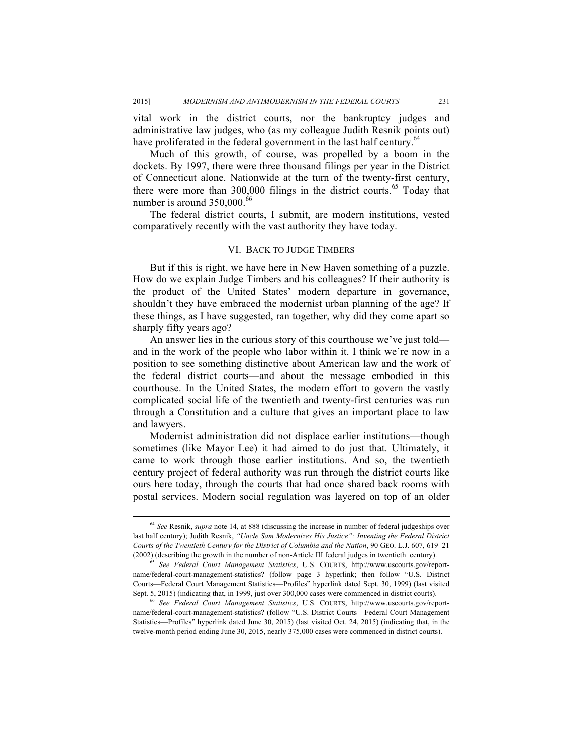vital work in the district courts, nor the bankruptcy judges and administrative law judges, who (as my colleague Judith Resnik points out) have proliferated in the federal government in the last half century.[64]

Much of this growth, of course, was propelled by a boom in the dockets. By 1997, there were three thousand filings per year in the District of Connecticut alone. Nationwide at the turn of the twenty-first century, there were more than 300,000 filings in the district courts.[65] Today that number is around 350,000.[66]

The federal district courts, I submit, are modern institutions, vested comparatively recently with the vast authority they have today.

## VI. BACK TO JUDGE TIMBERS

But if this is right, we have here in New Haven something of a puzzle. How do we explain Judge Timbers and his colleagues? If their authority is the product of the United States' modern departure in governance, shouldn't they have embraced the modernist urban planning of the age? If these things, as I have suggested, ran together, why did they come apart so sharply fifty years ago?

An answer lies in the curious story of this courthouse we've just told—and in the work of the people who labor within it. I think we're now in a position to see something distinctive about American law and the work of the federal district courts—and about the message embodied in this courthouse. In the United States, the modern effort to govern the vastly complicated social life of the twentieth and twenty-first centuries was run through a Constitution and a culture that gives an important place to law and lawyers.

Modernist administration did not displace earlier institutions—though sometimes (like Mayor Lee) it had aimed to do just that. Ultimately, it came to work through those earlier institutions. And so, the twentieth century project of federal authority was run through the district courts like ours here today, through the courts that had once shared back rooms with postal services. Modern social regulation was layered on top of an older

---

[64] *See* Resnik, *supra* note 14, at 888 (discussing the increase in number of federal judgeships over last half century); Judith Resnik, *"Uncle Sam Modernizes His Justice": Inventing the Federal District Courts of the Twentieth Century for the District of Columbia and the Nation*, 90 GEO. L.J. 607, 619–21 (2002) (describing the growth in the number of non-Article III federal judges in twentieth century).

[65] *See Federal Court Management Statistics*, U.S. COURTS, http://www.uscourts.gov/report-name/federal-court-management-statistics? (follow page 3 hyperlink; then follow "U.S. District Courts—Federal Court Management Statistics—Profiles" hyperlink dated Sept. 30, 1999) (last visited Sept. 5, 2015) (indicating that, in 1999, just over 300,000 cases were commenced in district courts).

[66] *See Federal Court Management Statistics*, U.S. COURTS, http://www.uscourts.gov/report-name/federal-court-management-statistics? (follow "U.S. District Courts—Federal Court Management Statistics—Profiles" hyperlink dated June 30, 2015) (last visited Oct. 24, 2015) (indicating that, in the twelve-month period ending June 30, 2015, nearly 375,000 cases were commenced in district courts).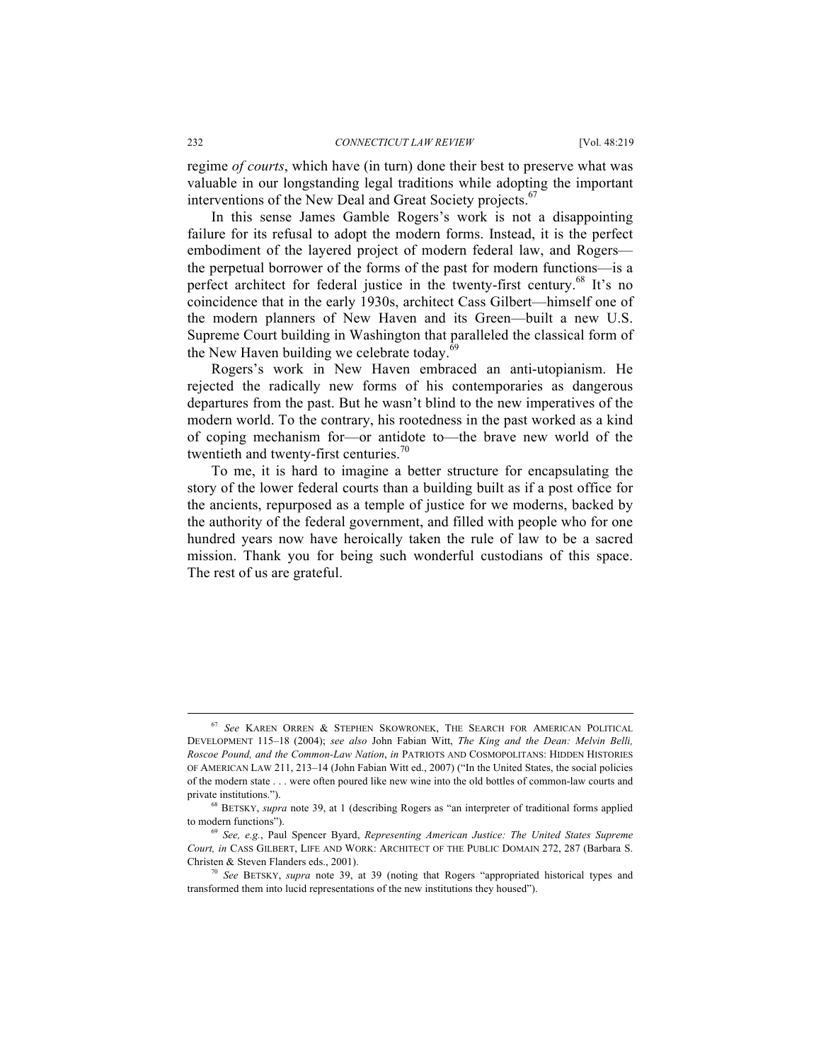regime *of courts*, which have (in turn) done their best to preserve what was valuable in our longstanding legal traditions while adopting the important interventions of the New Deal and Great Society projects.[67]

In this sense James Gamble Rogers's work is not a disappointing failure for its refusal to adopt the modern forms. Instead, it is the perfect embodiment of the layered project of modern federal law, and Rogers—the perpetual borrower of the forms of the past for modern functions—is a perfect architect for federal justice in the twenty-first century.[68] It's no coincidence that in the early 1930s, architect Cass Gilbert—himself one of the modern planners of New Haven and its Green—built a new U.S. Supreme Court building in Washington that paralleled the classical form of the New Haven building we celebrate today.[69]

Rogers's work in New Haven embraced an anti-utopianism. He rejected the radically new forms of his contemporaries as dangerous departures from the past. But he wasn't blind to the new imperatives of the modern world. To the contrary, his rootedness in the past worked as a kind of coping mechanism for—or antidote to—the brave new world of the twentieth and twenty-first centuries.[70]

To me, it is hard to imagine a better structure for encapsulating the story of the lower federal courts than a building built as if a post office for the ancients, repurposed as a temple of justice for we moderns, backed by the authority of the federal government, and filled with people who for one hundred years now have heroically taken the rule of law to be a sacred mission. Thank you for being such wonderful custodians of this space. The rest of us are grateful.

---

[67] *See* KAREN ORREN & STEPHEN SKOWRONEK, THE SEARCH FOR AMERICAN POLITICAL DEVELOPMENT 115–18 (2004); *see also* John Fabian Witt, *The King and the Dean: Melvin Belli, Roscoe Pound, and the Common-Law Nation*, *in* PATRIOTS AND COSMOPOLITANS: HIDDEN HISTORIES OF AMERICAN LAW 211, 213–14 (John Fabian Witt ed., 2007) ("In the United States, the social policies of the modern state . . . were often poured like new wine into the old bottles of common-law courts and private institutions.").

[68] BETSKY, *supra* note 39, at 1 (describing Rogers as "an interpreter of traditional forms applied to modern functions").

[69] *See, e.g.*, Paul Spencer Byard, *Representing American Justice: The United States Supreme Court, in* CASS GILBERT, LIFE AND WORK: ARCHITECT OF THE PUBLIC DOMAIN 272, 287 (Barbara S. Christen & Steven Flanders eds., 2001).

[70] *See* BETSKY, *supra* note 39, at 39 (noting that Rogers "appropriated historical types and transformed them into lucid representations of the new institutions they housed").